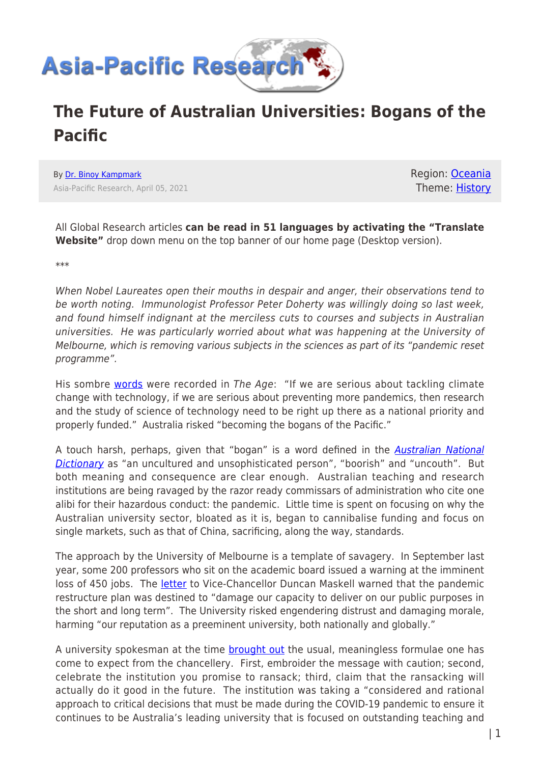Asia-Pacific Research

# The Future of Australian Universities: Bogans of the Pacific

By Dr. Binoy Kampmark
Asia-Pacific Research, April 05, 2021

Region: Oceania
Theme: History

All Global Research articles **can be read in 51 languages by activating the "Translate Website"** drop down menu on the top banner of our home page (Desktop version).

***

*When Nobel Laureates open their mouths in despair and anger, their observations tend to be worth noting. Immunologist Professor Peter Doherty was willingly doing so last week, and found himself indignant at the merciless cuts to courses and subjects in Australian universities. He was particularly worried about what was happening at the University of Melbourne, which is removing various subjects in the sciences as part of its "pandemic reset programme".*

His sombre words were recorded in *The Age*: "If we are serious about tackling climate change with technology, if we are serious about preventing more pandemics, then research and the study of science of technology need to be right up there as a national priority and properly funded." Australia risked "becoming the bogans of the Pacific."

A touch harsh, perhaps, given that "bogan" is a word defined in the *Australian National Dictionary* as "an uncultured and unsophisticated person", "boorish" and "uncouth". But both meaning and consequence are clear enough. Australian teaching and research institutions are being ravaged by the razor ready commissars of administration who cite one alibi for their hazardous conduct: the pandemic. Little time is spent on focusing on why the Australian university sector, bloated as it is, began to cannibalise funding and focus on single markets, such as that of China, sacrificing, along the way, standards.

The approach by the University of Melbourne is a template of savagery. In September last year, some 200 professors who sit on the academic board issued a warning at the imminent loss of 450 jobs. The letter to Vice-Chancellor Duncan Maskell warned that the pandemic restructure plan was destined to "damage our capacity to deliver on our public purposes in the short and long term". The University risked engendering distrust and damaging morale, harming "our reputation as a preeminent university, both nationally and globally."

A university spokesman at the time brought out the usual, meaningless formulae one has come to expect from the chancellery. First, embroider the message with caution; second, celebrate the institution you promise to ransack; third, claim that the ransacking will actually do it good in the future. The institution was taking a "considered and rational approach to critical decisions that must be made during the COVID-19 pandemic to ensure it continues to be Australia's leading university that is focused on outstanding teaching and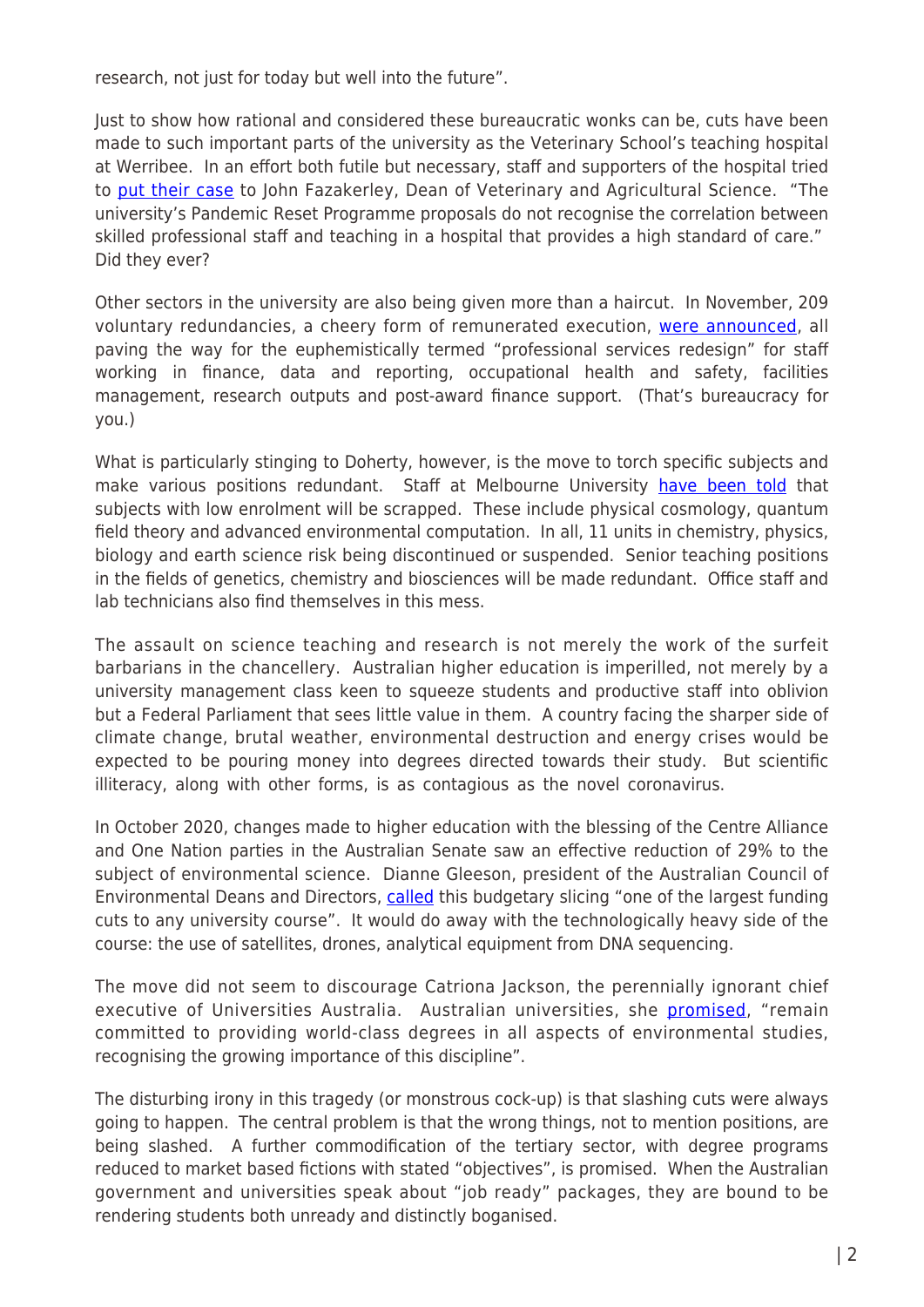research, not just for today but well into the future".

Just to show how rational and considered these bureaucratic wonks can be, cuts have been made to such important parts of the university as the Veterinary School's teaching hospital at Werribee. In an effort both futile but necessary, staff and supporters of the hospital tried to put their case to John Fazakerley, Dean of Veterinary and Agricultural Science. "The university's Pandemic Reset Programme proposals do not recognise the correlation between skilled professional staff and teaching in a hospital that provides a high standard of care." Did they ever?

Other sectors in the university are also being given more than a haircut. In November, 209 voluntary redundancies, a cheery form of remunerated execution, were announced, all paving the way for the euphemistically termed "professional services redesign" for staff working in finance, data and reporting, occupational health and safety, facilities management, research outputs and post-award finance support. (That's bureaucracy for you.)

What is particularly stinging to Doherty, however, is the move to torch specific subjects and make various positions redundant. Staff at Melbourne University have been told that subjects with low enrolment will be scrapped. These include physical cosmology, quantum field theory and advanced environmental computation. In all, 11 units in chemistry, physics, biology and earth science risk being discontinued or suspended. Senior teaching positions in the fields of genetics, chemistry and biosciences will be made redundant. Office staff and lab technicians also find themselves in this mess.

The assault on science teaching and research is not merely the work of the surfeit barbarians in the chancellery. Australian higher education is imperilled, not merely by a university management class keen to squeeze students and productive staff into oblivion but a Federal Parliament that sees little value in them. A country facing the sharper side of climate change, brutal weather, environmental destruction and energy crises would be expected to be pouring money into degrees directed towards their study. But scientific illiteracy, along with other forms, is as contagious as the novel coronavirus.

In October 2020, changes made to higher education with the blessing of the Centre Alliance and One Nation parties in the Australian Senate saw an effective reduction of 29% to the subject of environmental science. Dianne Gleeson, president of the Australian Council of Environmental Deans and Directors, called this budgetary slicing "one of the largest funding cuts to any university course". It would do away with the technologically heavy side of the course: the use of satellites, drones, analytical equipment from DNA sequencing.

The move did not seem to discourage Catriona Jackson, the perennially ignorant chief executive of Universities Australia. Australian universities, she promised, "remain committed to providing world-class degrees in all aspects of environmental studies, recognising the growing importance of this discipline".

The disturbing irony in this tragedy (or monstrous cock-up) is that slashing cuts were always going to happen. The central problem is that the wrong things, not to mention positions, are being slashed. A further commodification of the tertiary sector, with degree programs reduced to market based fictions with stated "objectives", is promised. When the Australian government and universities speak about "job ready" packages, they are bound to be rendering students both unready and distinctly boganised.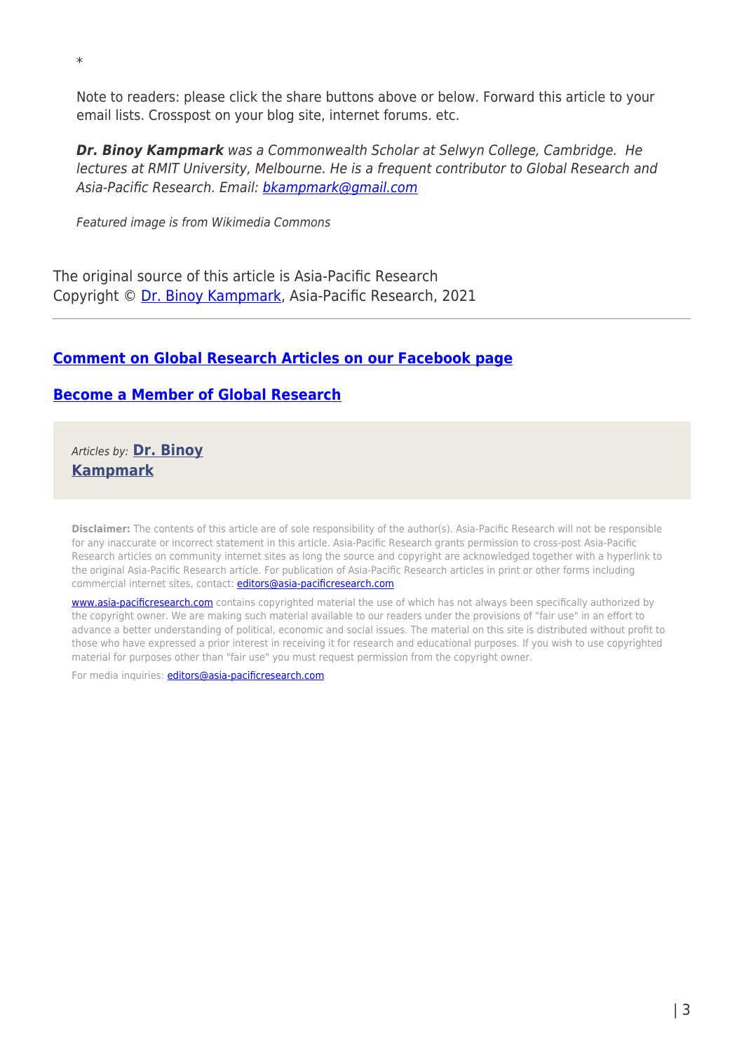*

Note to readers: please click the share buttons above or below. Forward this article to your email lists. Crosspost on your blog site, internet forums. etc.

***Dr. Binoy Kampmark*** *was a Commonwealth Scholar at Selwyn College, Cambridge. He lectures at RMIT University, Melbourne. He is a frequent contributor to Global Research and Asia-Pacific Research. Email: bkampmark@gmail.com*

*Featured image is from Wikimedia Commons*

The original source of this article is Asia-Pacific Research
Copyright © Dr. Binoy Kampmark, Asia-Pacific Research, 2021

---

**Comment on Global Research Articles on our Facebook page**

**Become a Member of Global Research**

*Articles by:* **Dr. Binoy Kampmark**

**Disclaimer:** The contents of this article are of sole responsibility of the author(s). Asia-Pacific Research will not be responsible for any inaccurate or incorrect statement in this article. Asia-Pacific Research grants permission to cross-post Asia-Pacific Research articles on community internet sites as long the source and copyright are acknowledged together with a hyperlink to the original Asia-Pacific Research article. For publication of Asia-Pacific Research articles in print or other forms including commercial internet sites, contact: editors@asia-pacificresearch.com

www.asia-pacificresearch.com contains copyrighted material the use of which has not always been specifically authorized by the copyright owner. We are making such material available to our readers under the provisions of "fair use" in an effort to advance a better understanding of political, economic and social issues. The material on this site is distributed without profit to those who have expressed a prior interest in receiving it for research and educational purposes. If you wish to use copyrighted material for purposes other than "fair use" you must request permission from the copyright owner.

For media inquiries: editors@asia-pacificresearch.com